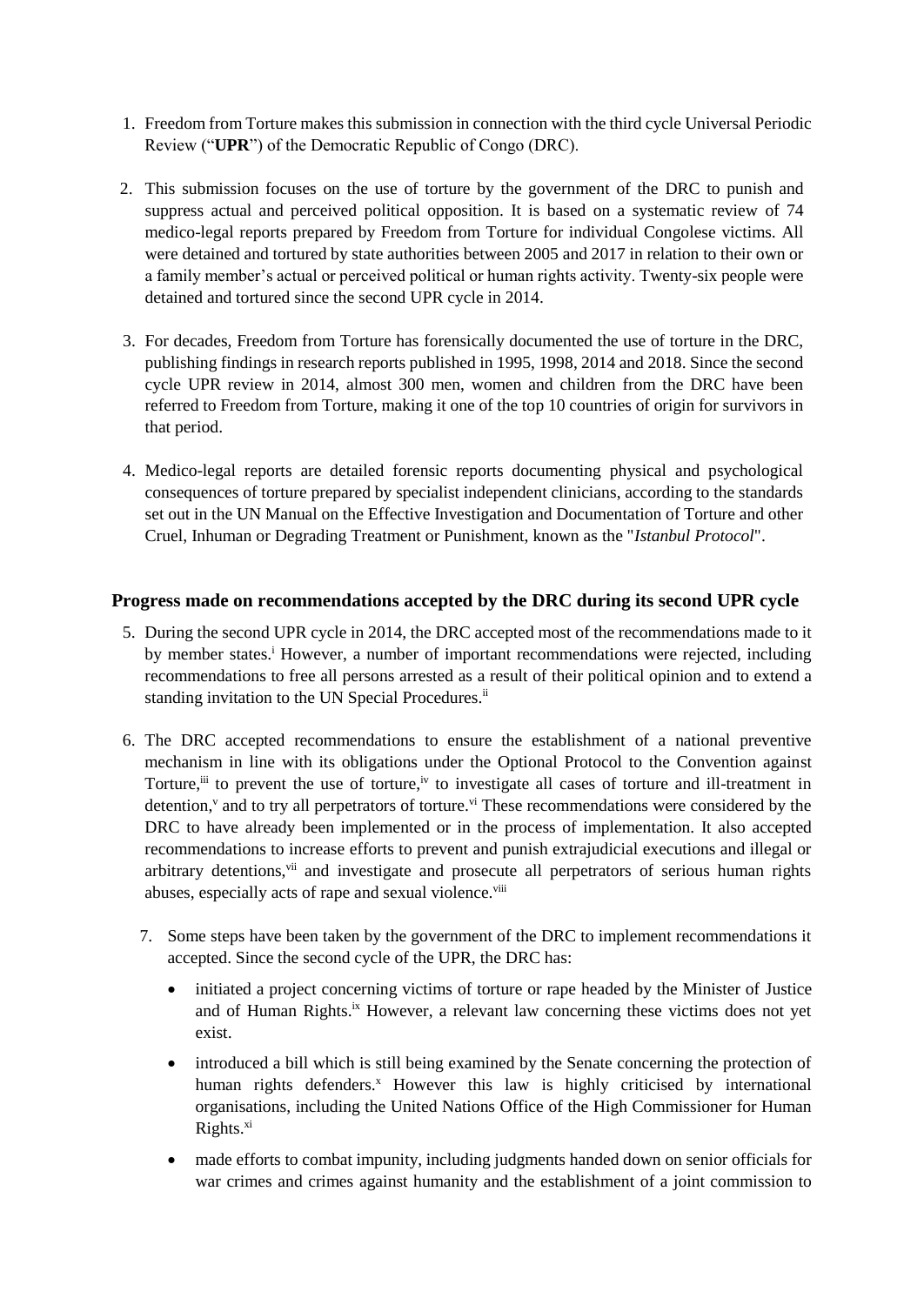1. Freedom from Torture makes this submission in connection with the third cycle Universal Periodic Review ("**UPR**") of the Democratic Republic of Congo (DRC).

2. This submission focuses on the use of torture by the government of the DRC to punish and suppress actual and perceived political opposition. It is based on a systematic review of 74 medico-legal reports prepared by Freedom from Torture for individual Congolese victims. All were detained and tortured by state authorities between 2005 and 2017 in relation to their own or a family member's actual or perceived political or human rights activity. Twenty-six people were detained and tortured since the second UPR cycle in 2014.

3. For decades, Freedom from Torture has forensically documented the use of torture in the DRC, publishing findings in research reports published in 1995, 1998, 2014 and 2018. Since the second cycle UPR review in 2014, almost 300 men, women and children from the DRC have been referred to Freedom from Torture, making it one of the top 10 countries of origin for survivors in that period.

4. Medico-legal reports are detailed forensic reports documenting physical and psychological consequences of torture prepared by specialist independent clinicians, according to the standards set out in the UN Manual on the Effective Investigation and Documentation of Torture and other Cruel, Inhuman or Degrading Treatment or Punishment, known as the "*Istanbul Protocol*".

## Progress made on recommendations accepted by the DRC during its second UPR cycle

5. During the second UPR cycle in 2014, the DRC accepted most of the recommendations made to it by member states.[i] However, a number of important recommendations were rejected, including recommendations to free all persons arrested as a result of their political opinion and to extend a standing invitation to the UN Special Procedures.[ii]

6. The DRC accepted recommendations to ensure the establishment of a national preventive mechanism in line with its obligations under the Optional Protocol to the Convention against Torture,[iii] to prevent the use of torture,[iv] to investigate all cases of torture and ill-treatment in detention,[v] and to try all perpetrators of torture.[vi] These recommendations were considered by the DRC to have already been implemented or in the process of implementation. It also accepted recommendations to increase efforts to prevent and punish extrajudicial executions and illegal or arbitrary detentions,[vii] and investigate and prosecute all perpetrators of serious human rights abuses, especially acts of rape and sexual violence.[viii]

7. Some steps have been taken by the government of the DRC to implement recommendations it accepted. Since the second cycle of the UPR, the DRC has:

   - initiated a project concerning victims of torture or rape headed by the Minister of Justice and of Human Rights.[ix] However, a relevant law concerning these victims does not yet exist.
   - introduced a bill which is still being examined by the Senate concerning the protection of human rights defenders.[x] However this law is highly criticised by international organisations, including the United Nations Office of the High Commissioner for Human Rights.[xi]
   - made efforts to combat impunity, including judgments handed down on senior officials for war crimes and crimes against humanity and the establishment of a joint commission to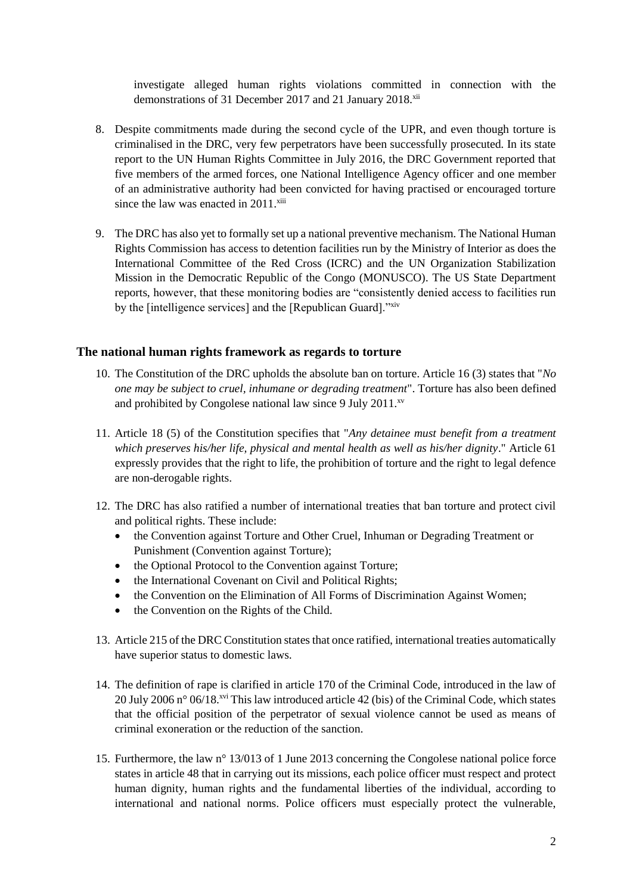investigate alleged human rights violations committed in connection with the demonstrations of 31 December 2017 and 21 January 2018.[xii]

8. Despite commitments made during the second cycle of the UPR, and even though torture is criminalised in the DRC, very few perpetrators have been successfully prosecuted. In its state report to the UN Human Rights Committee in July 2016, the DRC Government reported that five members of the armed forces, one National Intelligence Agency officer and one member of an administrative authority had been convicted for having practised or encouraged torture since the law was enacted in 2011.[xiii]

9. The DRC has also yet to formally set up a national preventive mechanism. The National Human Rights Commission has access to detention facilities run by the Ministry of Interior as does the International Committee of the Red Cross (ICRC) and the UN Organization Stabilization Mission in the Democratic Republic of the Congo (MONUSCO). The US State Department reports, however, that these monitoring bodies are "consistently denied access to facilities run by the [intelligence services] and the [Republican Guard]."[xiv]

### The national human rights framework as regards to torture

10. The Constitution of the DRC upholds the absolute ban on torture. Article 16 (3) states that "*No one may be subject to cruel, inhumane or degrading treatment*". Torture has also been defined and prohibited by Congolese national law since 9 July 2011.[xv]

11. Article 18 (5) of the Constitution specifies that "*Any detainee must benefit from a treatment which preserves his/her life, physical and mental health as well as his/her dignity*." Article 61 expressly provides that the right to life, the prohibition of torture and the right to legal defence are non-derogable rights.

12. The DRC has also ratified a number of international treaties that ban torture and protect civil and political rights. These include:
    - the Convention against Torture and Other Cruel, Inhuman or Degrading Treatment or Punishment (Convention against Torture);
    - the Optional Protocol to the Convention against Torture;
    - the International Covenant on Civil and Political Rights;
    - the Convention on the Elimination of All Forms of Discrimination Against Women;
    - the Convention on the Rights of the Child.

13. Article 215 of the DRC Constitution states that once ratified, international treaties automatically have superior status to domestic laws.

14. The definition of rape is clarified in article 170 of the Criminal Code, introduced in the law of 20 July 2006 n° 06/18.[xvi] This law introduced article 42 (bis) of the Criminal Code, which states that the official position of the perpetrator of sexual violence cannot be used as means of criminal exoneration or the reduction of the sanction.

15. Furthermore, the law n° 13/013 of 1 June 2013 concerning the Congolese national police force states in article 48 that in carrying out its missions, each police officer must respect and protect human dignity, human rights and the fundamental liberties of the individual, according to international and national norms. Police officers must especially protect the vulnerable,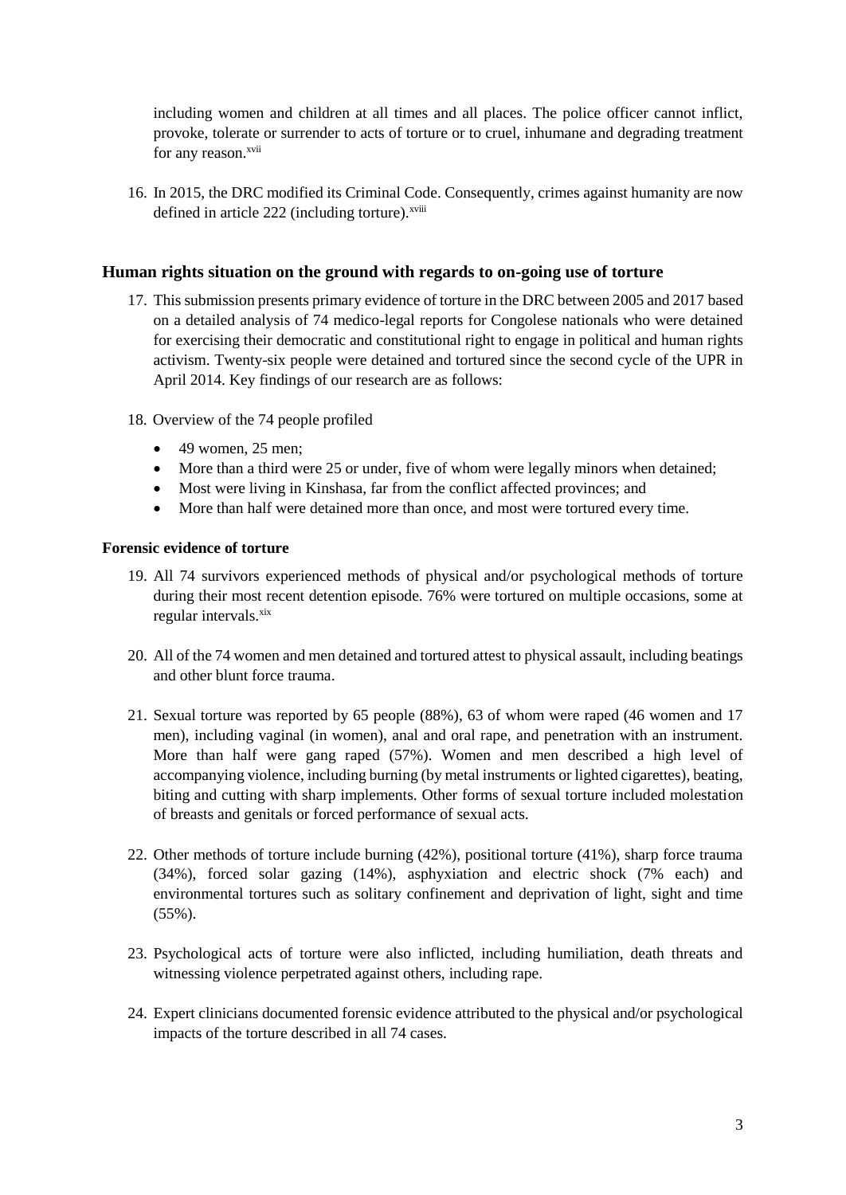including women and children at all times and all places. The police officer cannot inflict, provoke, tolerate or surrender to acts of torture or to cruel, inhumane and degrading treatment for any reason.[xvii]

16. In 2015, the DRC modified its Criminal Code. Consequently, crimes against humanity are now defined in article 222 (including torture).[xviii]

## Human rights situation on the ground with regards to on-going use of torture

17. This submission presents primary evidence of torture in the DRC between 2005 and 2017 based on a detailed analysis of 74 medico-legal reports for Congolese nationals who were detained for exercising their democratic and constitutional right to engage in political and human rights activism. Twenty-six people were detained and tortured since the second cycle of the UPR in April 2014. Key findings of our research are as follows:

18. Overview of the 74 people profiled

    - 49 women, 25 men;
    - More than a third were 25 or under, five of whom were legally minors when detained;
    - Most were living in Kinshasa, far from the conflict affected provinces; and
    - More than half were detained more than once, and most were tortured every time.

### Forensic evidence of torture

19. All 74 survivors experienced methods of physical and/or psychological methods of torture during their most recent detention episode. 76% were tortured on multiple occasions, some at regular intervals.[xix]

20. All of the 74 women and men detained and tortured attest to physical assault, including beatings and other blunt force trauma.

21. Sexual torture was reported by 65 people (88%), 63 of whom were raped (46 women and 17 men), including vaginal (in women), anal and oral rape, and penetration with an instrument. More than half were gang raped (57%). Women and men described a high level of accompanying violence, including burning (by metal instruments or lighted cigarettes), beating, biting and cutting with sharp implements. Other forms of sexual torture included molestation of breasts and genitals or forced performance of sexual acts.

22. Other methods of torture include burning (42%), positional torture (41%), sharp force trauma (34%), forced solar gazing (14%), asphyxiation and electric shock (7% each) and environmental tortures such as solitary confinement and deprivation of light, sight and time (55%).

23. Psychological acts of torture were also inflicted, including humiliation, death threats and witnessing violence perpetrated against others, including rape.

24. Expert clinicians documented forensic evidence attributed to the physical and/or psychological impacts of the torture described in all 74 cases.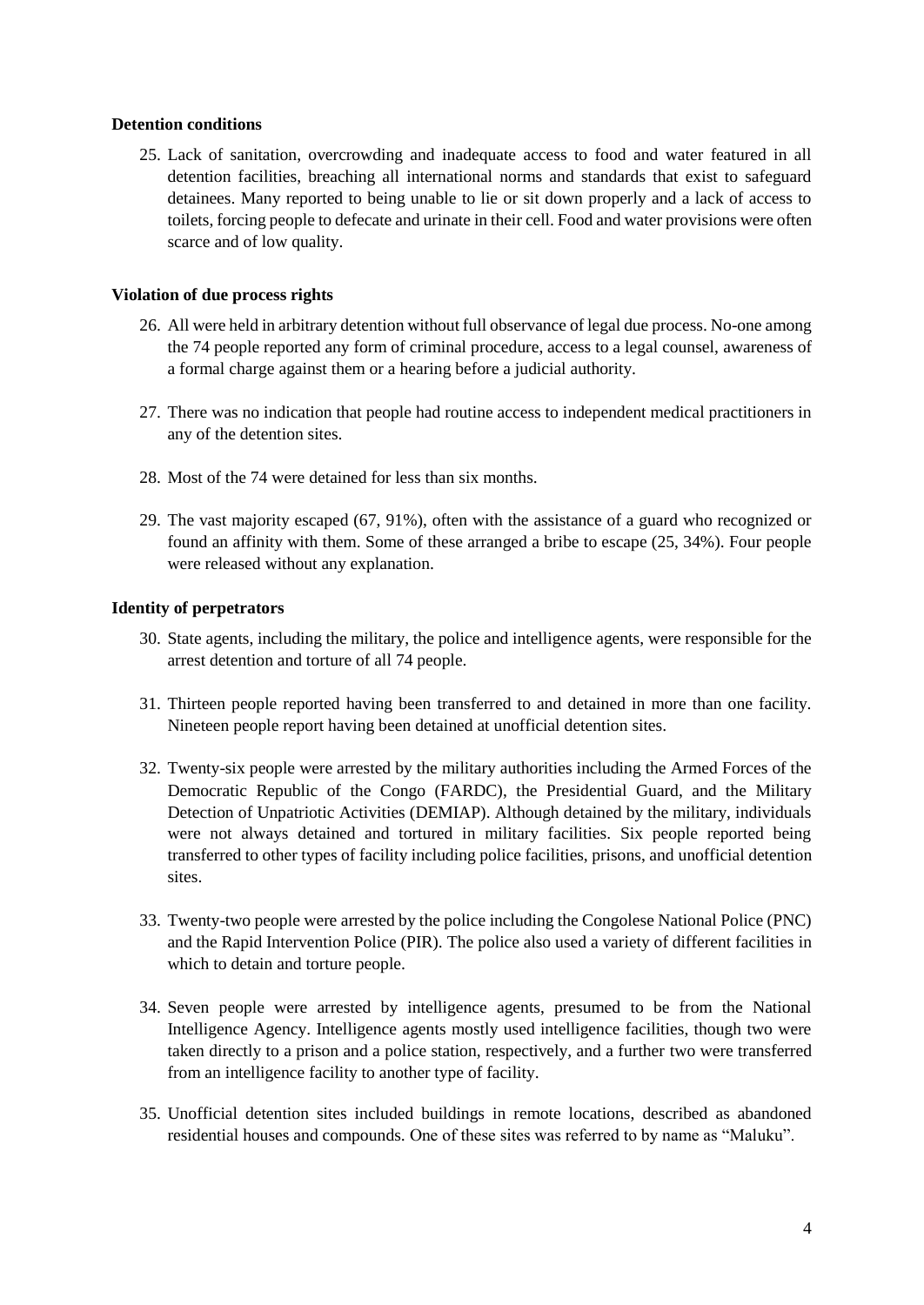**Detention conditions**

25. Lack of sanitation, overcrowding and inadequate access to food and water featured in all detention facilities, breaching all international norms and standards that exist to safeguard detainees. Many reported to being unable to lie or sit down properly and a lack of access to toilets, forcing people to defecate and urinate in their cell. Food and water provisions were often scarce and of low quality.

**Violation of due process rights**

26. All were held in arbitrary detention without full observance of legal due process. No-one among the 74 people reported any form of criminal procedure, access to a legal counsel, awareness of a formal charge against them or a hearing before a judicial authority.

27. There was no indication that people had routine access to independent medical practitioners in any of the detention sites.

28. Most of the 74 were detained for less than six months.

29. The vast majority escaped (67, 91%), often with the assistance of a guard who recognized or found an affinity with them. Some of these arranged a bribe to escape (25, 34%). Four people were released without any explanation.

**Identity of perpetrators**

30. State agents, including the military, the police and intelligence agents, were responsible for the arrest detention and torture of all 74 people.

31. Thirteen people reported having been transferred to and detained in more than one facility. Nineteen people report having been detained at unofficial detention sites.

32. Twenty-six people were arrested by the military authorities including the Armed Forces of the Democratic Republic of the Congo (FARDC), the Presidential Guard, and the Military Detection of Unpatriotic Activities (DEMIAP). Although detained by the military, individuals were not always detained and tortured in military facilities. Six people reported being transferred to other types of facility including police facilities, prisons, and unofficial detention sites.

33. Twenty-two people were arrested by the police including the Congolese National Police (PNC) and the Rapid Intervention Police (PIR). The police also used a variety of different facilities in which to detain and torture people.

34. Seven people were arrested by intelligence agents, presumed to be from the National Intelligence Agency. Intelligence agents mostly used intelligence facilities, though two were taken directly to a prison and a police station, respectively, and a further two were transferred from an intelligence facility to another type of facility.

35. Unofficial detention sites included buildings in remote locations, described as abandoned residential houses and compounds. One of these sites was referred to by name as "Maluku".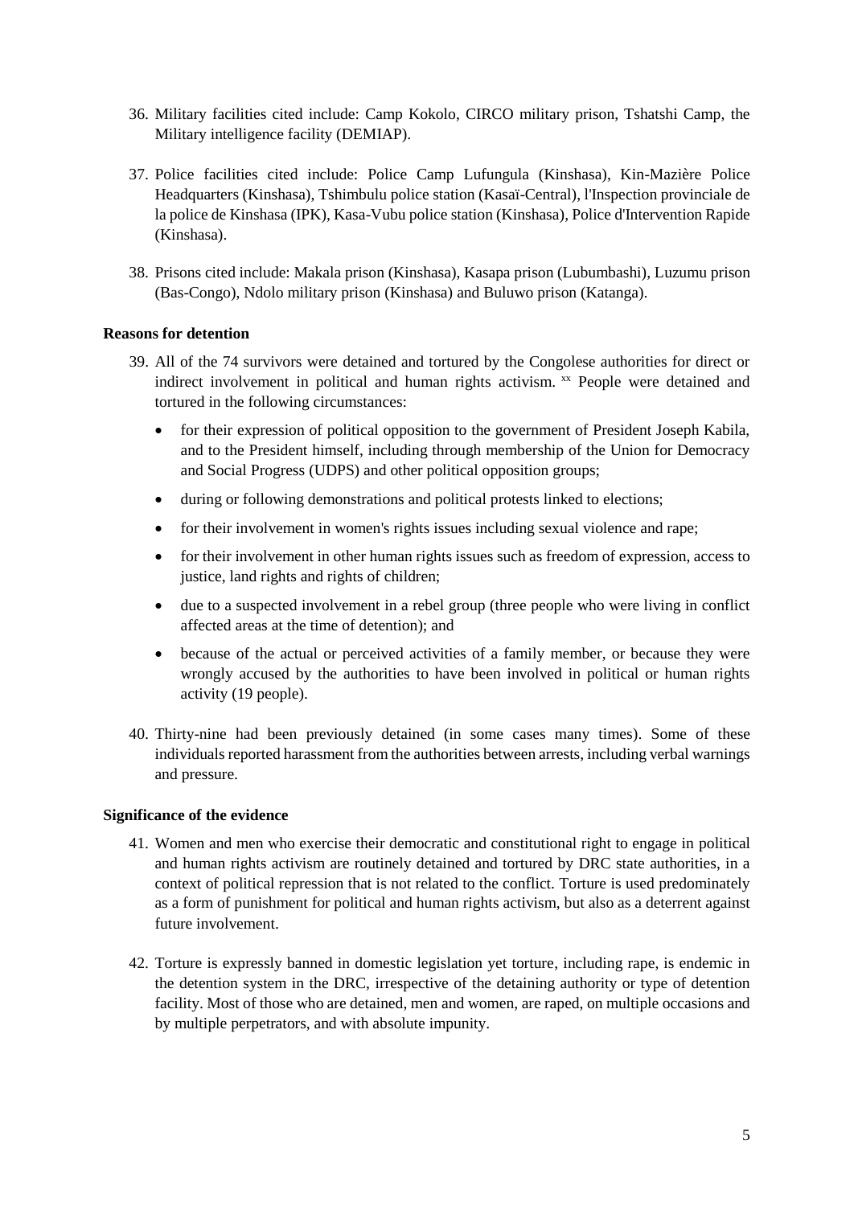36. Military facilities cited include: Camp Kokolo, CIRCO military prison, Tshatshi Camp, the Military intelligence facility (DEMIAP).

37. Police facilities cited include: Police Camp Lufungula (Kinshasa), Kin-Mazière Police Headquarters (Kinshasa), Tshimbulu police station (Kasaï-Central), l'Inspection provinciale de la police de Kinshasa (IPK), Kasa-Vubu police station (Kinshasa), Police d'Intervention Rapide (Kinshasa).

38. Prisons cited include: Makala prison (Kinshasa), Kasapa prison (Lubumbashi), Luzumu prison (Bas-Congo), Ndolo military prison (Kinshasa) and Buluwo prison (Katanga).

**Reasons for detention**

39. All of the 74 survivors were detained and tortured by the Congolese authorities for direct or indirect involvement in political and human rights activism. [xx] People were detained and tortured in the following circumstances:

    - for their expression of political opposition to the government of President Joseph Kabila, and to the President himself, including through membership of the Union for Democracy and Social Progress (UDPS) and other political opposition groups;
    - during or following demonstrations and political protests linked to elections;
    - for their involvement in women's rights issues including sexual violence and rape;
    - for their involvement in other human rights issues such as freedom of expression, access to justice, land rights and rights of children;
    - due to a suspected involvement in a rebel group (three people who were living in conflict affected areas at the time of detention); and
    - because of the actual or perceived activities of a family member, or because they were wrongly accused by the authorities to have been involved in political or human rights activity (19 people).

40. Thirty-nine had been previously detained (in some cases many times). Some of these individuals reported harassment from the authorities between arrests, including verbal warnings and pressure.

**Significance of the evidence**

41. Women and men who exercise their democratic and constitutional right to engage in political and human rights activism are routinely detained and tortured by DRC state authorities, in a context of political repression that is not related to the conflict. Torture is used predominately as a form of punishment for political and human rights activism, but also as a deterrent against future involvement.

42. Torture is expressly banned in domestic legislation yet torture, including rape, is endemic in the detention system in the DRC, irrespective of the detaining authority or type of detention facility. Most of those who are detained, men and women, are raped, on multiple occasions and by multiple perpetrators, and with absolute impunity.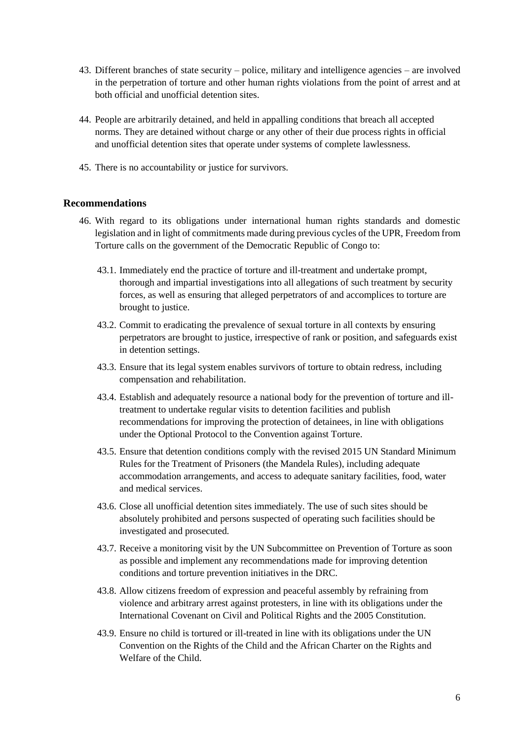43. Different branches of state security – police, military and intelligence agencies – are involved in the perpetration of torture and other human rights violations from the point of arrest and at both official and unofficial detention sites.

44. People are arbitrarily detained, and held in appalling conditions that breach all accepted norms. They are detained without charge or any other of their due process rights in official and unofficial detention sites that operate under systems of complete lawlessness.

45. There is no accountability or justice for survivors.

## Recommendations

46. With regard to its obligations under international human rights standards and domestic legislation and in light of commitments made during previous cycles of the UPR, Freedom from Torture calls on the government of the Democratic Republic of Congo to:

    43.1. Immediately end the practice of torture and ill-treatment and undertake prompt, thorough and impartial investigations into all allegations of such treatment by security forces, as well as ensuring that alleged perpetrators of and accomplices to torture are brought to justice.

    43.2. Commit to eradicating the prevalence of sexual torture in all contexts by ensuring perpetrators are brought to justice, irrespective of rank or position, and safeguards exist in detention settings.

    43.3. Ensure that its legal system enables survivors of torture to obtain redress, including compensation and rehabilitation.

    43.4. Establish and adequately resource a national body for the prevention of torture and ill-treatment to undertake regular visits to detention facilities and publish recommendations for improving the protection of detainees, in line with obligations under the Optional Protocol to the Convention against Torture.

    43.5. Ensure that detention conditions comply with the revised 2015 UN Standard Minimum Rules for the Treatment of Prisoners (the Mandela Rules), including adequate accommodation arrangements, and access to adequate sanitary facilities, food, water and medical services.

    43.6. Close all unofficial detention sites immediately. The use of such sites should be absolutely prohibited and persons suspected of operating such facilities should be investigated and prosecuted.

    43.7. Receive a monitoring visit by the UN Subcommittee on Prevention of Torture as soon as possible and implement any recommendations made for improving detention conditions and torture prevention initiatives in the DRC.

    43.8. Allow citizens freedom of expression and peaceful assembly by refraining from violence and arbitrary arrest against protesters, in line with its obligations under the International Covenant on Civil and Political Rights and the 2005 Constitution.

    43.9. Ensure no child is tortured or ill-treated in line with its obligations under the UN Convention on the Rights of the Child and the African Charter on the Rights and Welfare of the Child.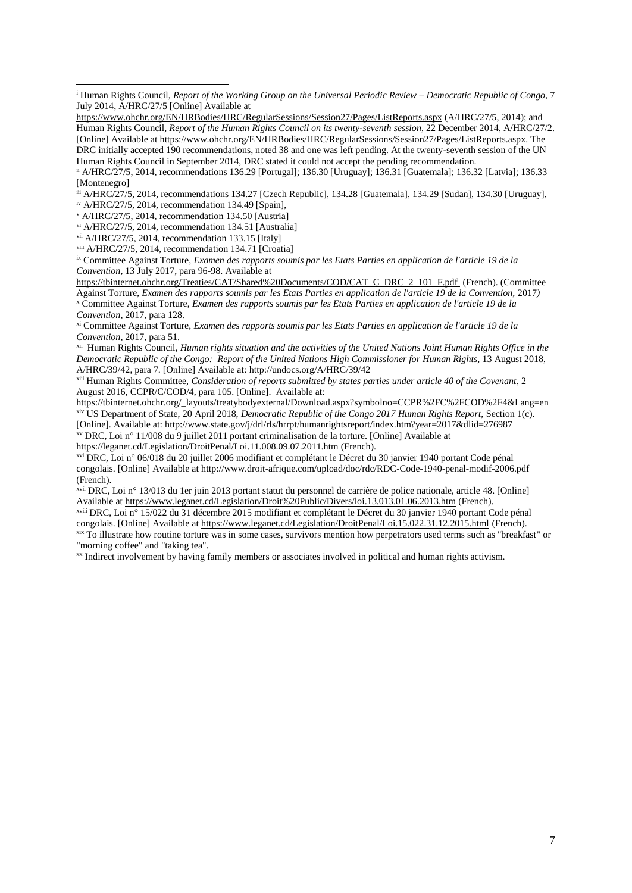[i] Human Rights Council, *Report of the Working Group on the Universal Periodic Review – Democratic Republic of Congo*, 7 July 2014, A/HRC/27/5 [Online] Available at https://www.ohchr.org/EN/HRBodies/HRC/RegularSessions/Session27/Pages/ListReports.aspx (A/HRC/27/5, 2014); and Human Rights Council, *Report of the Human Rights Council on its twenty-seventh session*, 22 December 2014, A/HRC/27/2. [Online] Available at https://www.ohchr.org/EN/HRBodies/HRC/RegularSessions/Session27/Pages/ListReports.aspx. The DRC initially accepted 190 recommendations, noted 38 and one was left pending. At the twenty-seventh session of the UN Human Rights Council in September 2014, DRC stated it could not accept the pending recommendation.

[ii] A/HRC/27/5, 2014, recommendations 136.29 [Portugal]; 136.30 [Uruguay]; 136.31 [Guatemala]; 136.32 [Latvia]; 136.33 [Montenegro]

[iii] A/HRC/27/5, 2014, recommendations 134.27 [Czech Republic], 134.28 [Guatemala], 134.29 [Sudan], 134.30 [Uruguay],

[iv] A/HRC/27/5, 2014, recommendation 134.49 [Spain],

[v] A/HRC/27/5, 2014, recommendation 134.50 [Austria]

[vi] A/HRC/27/5, 2014, recommendation 134.51 [Australia]

[vii] A/HRC/27/5, 2014, recommendation 133.15 [Italy]

[viii] A/HRC/27/5, 2014, recommendation 134.71 [Croatia]

[ix] Committee Against Torture, *Examen des rapports soumis par les Etats Parties en application de l'article 19 de la Convention*, 13 July 2017, para 96-98. Available at https://tbinternet.ohchr.org/Treaties/CAT/Shared%20Documents/COD/CAT_C_DRC_2_101_F.pdf (French). (Committee Against Torture, *Examen des rapports soumis par les Etats Parties en application de l'article 19 de la Convention*, 2017)

[x] Committee Against Torture, *Examen des rapports soumis par les Etats Parties en application de l'article 19 de la Convention*, 2017, para 128.

[xi] Committee Against Torture, *Examen des rapports soumis par les Etats Parties en application de l'article 19 de la Convention*, 2017, para 51.

[xii] Human Rights Council, *Human rights situation and the activities of the United Nations Joint Human Rights Office in the Democratic Republic of the Congo: Report of the United Nations High Commissioner for Human Rights*, 13 August 2018, A/HRC/39/42, para 7. [Online] Available at: http://undocs.org/A/HRC/39/42

[xiii] Human Rights Committee, *Consideration of reports submitted by states parties under article 40 of the Covenant*, 2 August 2016, CCPR/C/COD/4, para 105. [Online]. Available at: https://tbinternet.ohchr.org/_layouts/treatybodyexternal/Download.aspx?symbolno=CCPR%2FC%2FCOD%2F4&Lang=en

[xiv] US Department of State, 20 April 2018, *Democratic Republic of the Congo 2017 Human Rights Report*, Section 1(c). [Online]. Available at: http://www.state.gov/j/drl/rls/hrrpt/humanrightsreport/index.htm?year=2017&dlid=276987

[xv] DRC, Loi n° 11/008 du 9 juillet 2011 portant criminalisation de la torture. [Online] Available at https://leganet.cd/Legislation/DroitPenal/Loi.11.008.09.07.2011.htm (French).

[xvi] DRC, Loi n° 06/018 du 20 juillet 2006 modifiant et complétant le Décret du 30 janvier 1940 portant Code pénal congolais. [Online] Available at http://www.droit-afrique.com/upload/doc/rdc/RDC-Code-1940-penal-modif-2006.pdf (French).

[xvii] DRC, Loi n° 13/013 du 1er juin 2013 portant statut du personnel de carrière de police nationale, article 48. [Online] Available at https://www.leganet.cd/Legislation/Droit%20Public/Divers/loi.13.013.01.06.2013.htm (French).

[xviii] DRC, Loi n° 15/022 du 31 décembre 2015 modifiant et complétant le Décret du 30 janvier 1940 portant Code pénal congolais. [Online] Available at https://www.leganet.cd/Legislation/DroitPenal/Loi.15.022.31.12.2015.html (French).

[xix] To illustrate how routine torture was in some cases, survivors mention how perpetrators used terms such as "breakfast" or "morning coffee" and "taking tea".

[xx] Indirect involvement by having family members or associates involved in political and human rights activism.